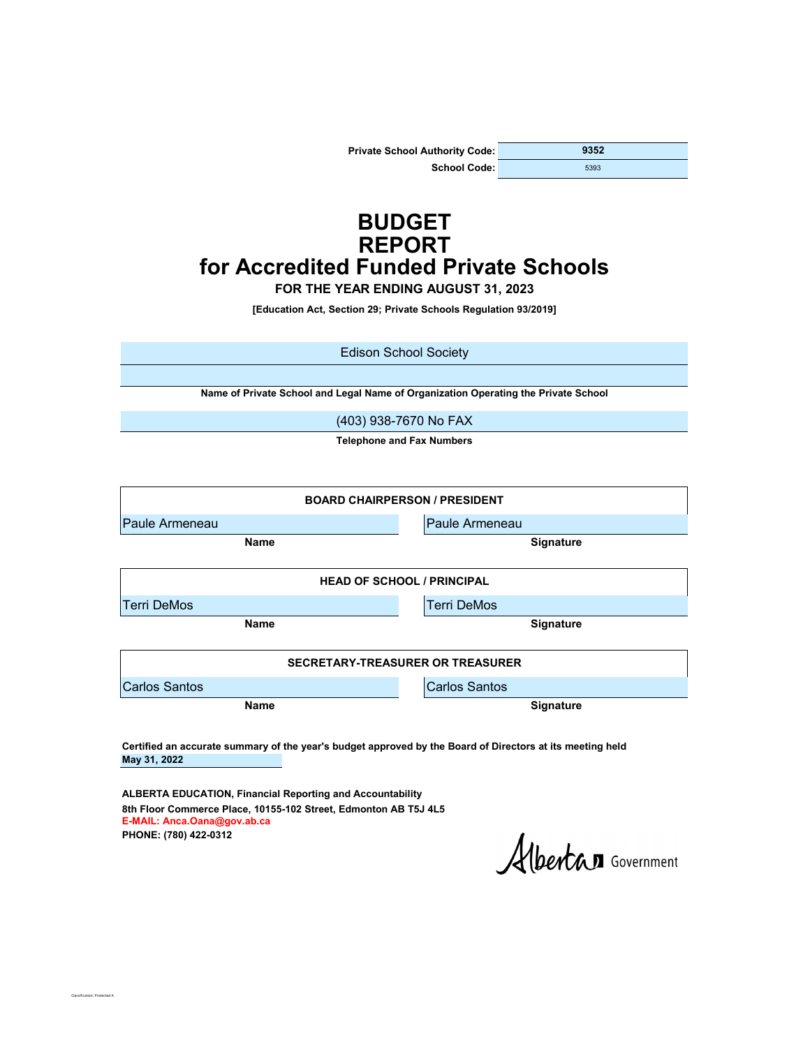| Private School Authority Code: | 9352 |
|---|---|
| School Code: | 5393 |

# BUDGET REPORT for Accredited Funded Private Schools

**FOR THE YEAR ENDING AUGUST 31, 2023**

**[Education Act, Section 29; Private Schools Regulation 93/2019]**

Edison School Society

**Name of Private School and Legal Name of Organization Operating the Private School**

(403) 938-7670 No FAX

**Telephone and Fax Numbers**

| BOARD CHAIRPERSON / PRESIDENT | |
|---|---|
| Paule Armeneau | Paule Armeneau |
| **Name** | **Signature** |

| HEAD OF SCHOOL / PRINCIPAL | |
|---|---|
| Terri DeMos | Terri DeMos |
| **Name** | **Signature** |

| SECRETARY-TREASURER OR TREASURER | |
|---|---|
| Carlos Santos | Carlos Santos |
| **Name** | **Signature** |

**Certified an accurate summary of the year's budget approved by the Board of Directors at its meeting held**
**May 31, 2022**

**ALBERTA EDUCATION, Financial Reporting and Accountability**
**8th Floor Commerce Place, 10155-102 Street, Edmonton AB T5J 4L5**
**E-MAIL: Anca.Oana@gov.ab.ca**
**PHONE: (780) 422-0312**

Alberta Government

Classification: Protected A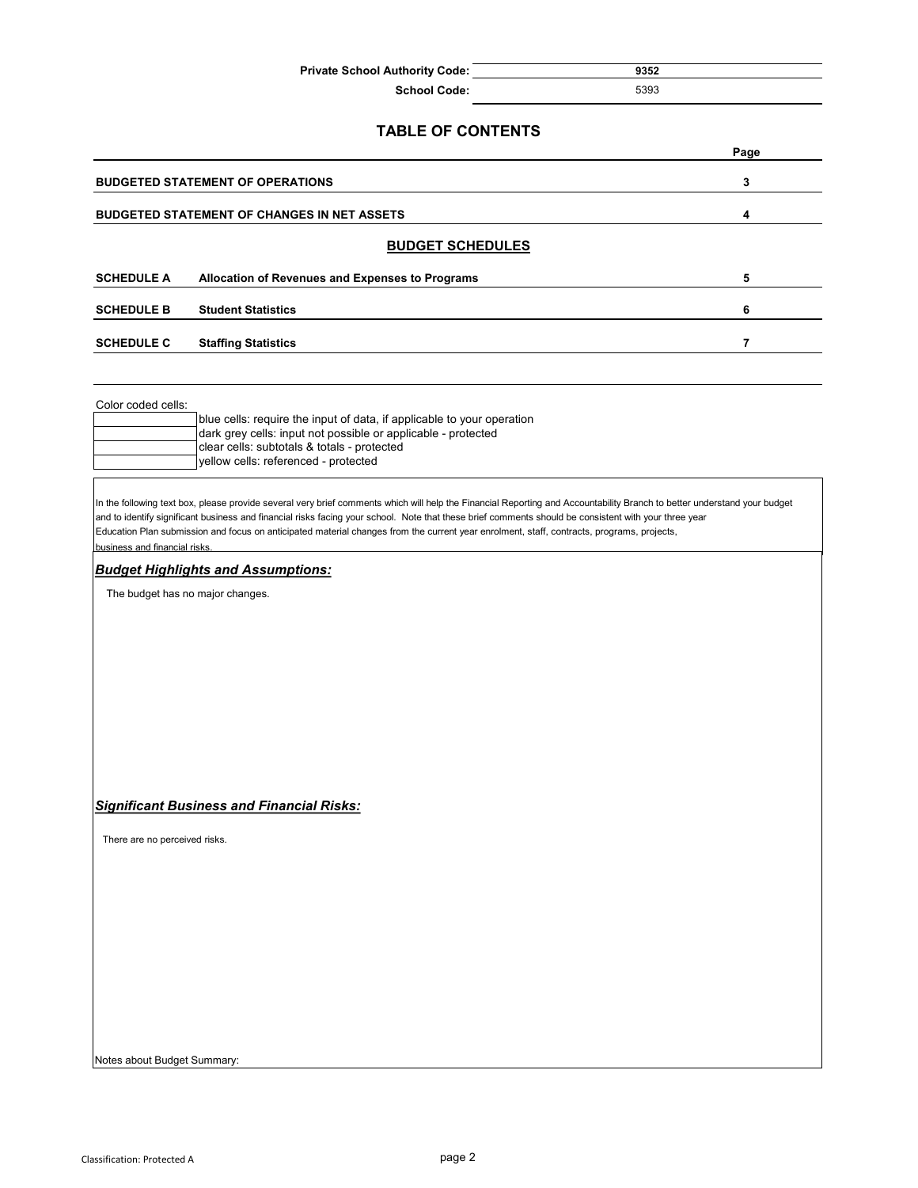**Private School Authority Code:** 9352

**School Code:** 5393

## TABLE OF CONTENTS

| | | Page |
|---|---|---|
| **BUDGETED STATEMENT OF OPERATIONS** | | **3** |
| **BUDGETED STATEMENT OF CHANGES IN NET ASSETS** | | **4** |

### BUDGET SCHEDULES

| | | |
|---|---|---|
| **SCHEDULE A** | **Allocation of Revenues and Expenses to Programs** | **5** |
| **SCHEDULE B** | **Student Statistics** | **6** |
| **SCHEDULE C** | **Staffing Statistics** | **7** |

Color coded cells:

- blue cells: require the input of data, if applicable to your operation
- dark grey cells: input not possible or applicable - protected
- clear cells: subtotals & totals - protected
- yellow cells: referenced - protected

In the following text box, please provide several very brief comments which will help the Financial Reporting and Accountability Branch to better understand your budget and to identify significant business and financial risks facing your school. Note that these brief comments should be consistent with your three year Education Plan submission and focus on anticipated material changes from the current year enrolment, staff, contracts, programs, projects, business and financial risks.

***Budget Highlights and Assumptions:***

The budget has no major changes.

***Significant Business and Financial Risks:***

There are no perceived risks.

Notes about Budget Summary: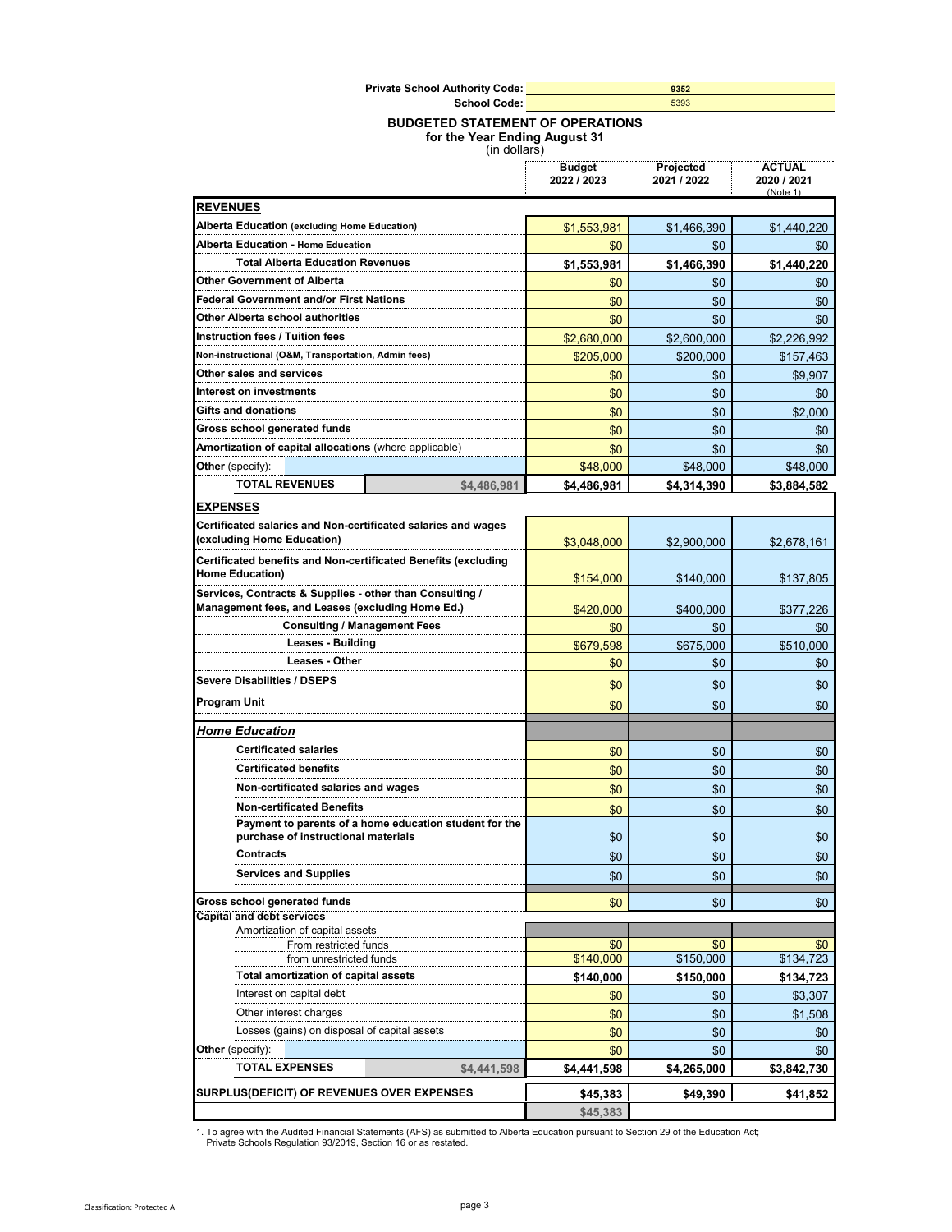**Private School Authority Code:** 9352
**School Code:** 5393

## BUDGETED STATEMENT OF OPERATIONS
**for the Year Ending August 31**
(in dollars)

| | | Budget 2022 / 2023 | Projected 2021 / 2022 | ACTUAL 2020 / 2021 (Note 1) |
|---|---|---|---|---|
| **REVENUES** | | | | |
| **Alberta Education (excluding Home Education)** | | $1,553,981 | $1,466,390 | $1,440,220 |
| **Alberta Education - Home Education** | | $0 | $0 | $0 |
| **Total Alberta Education Revenues** | | **$1,553,981** | **$1,466,390** | **$1,440,220** |
| **Other Government of Alberta** | | $0 | $0 | $0 |
| **Federal Government and/or First Nations** | | $0 | $0 | $0 |
| **Other Alberta school authorities** | | $0 | $0 | $0 |
| **Instruction fees / Tuition fees** | | $2,680,000 | $2,600,000 | $2,226,992 |
| **Non-instructional (O&M, Transportation, Admin fees)** | | $205,000 | $200,000 | $157,463 |
| **Other sales and services** | | $0 | $0 | $9,907 |
| **Interest on investments** | | $0 | $0 | $0 |
| **Gifts and donations** | | $0 | $0 | $2,000 |
| **Gross school generated funds** | | $0 | $0 | $0 |
| **Amortization of capital allocations** (where applicable) | | $0 | $0 | $0 |
| **Other** (specify): | | $48,000 | $48,000 | $48,000 |
| **TOTAL REVENUES** | $4,486,981 | **$4,486,981** | **$4,314,390** | **$3,884,582** |
| **EXPENSES** | | | | |
| **Certificated salaries and Non-certificated salaries and wages (excluding Home Education)** | | $3,048,000 | $2,900,000 | $2,678,161 |
| **Certificated benefits and Non-certificated Benefits (excluding Home Education)** | | $154,000 | $140,000 | $137,805 |
| **Services, Contracts & Supplies - other than Consulting / Management fees, and Leases (excluding Home Ed.)** | | $420,000 | $400,000 | $377,226 |
| **Consulting / Management Fees** | | $0 | $0 | $0 |
| **Leases - Building** | | $679,598 | $675,000 | $510,000 |
| **Leases - Other** | | $0 | $0 | $0 |
| **Severe Disabilities / DSEPS** | | $0 | $0 | $0 |
| **Program Unit** | | $0 | $0 | $0 |
| ***Home Education*** | | | | |
| **Certificated salaries** | | $0 | $0 | $0 |
| **Certificated benefits** | | $0 | $0 | $0 |
| **Non-certificated salaries and wages** | | $0 | $0 | $0 |
| **Non-certificated Benefits** | | $0 | $0 | $0 |
| **Payment to parents of a home education student for the purchase of instructional materials** | | $0 | $0 | $0 |
| **Contracts** | | $0 | $0 | $0 |
| **Services and Supplies** | | $0 | $0 | $0 |
| **Gross school generated funds** | | $0 | $0 | $0 |
| **Capital and debt services** | | | | |
| Amortization of capital assets | | | | |
| From restricted funds | | $0 | $0 | $0 |
| from unrestricted funds | | $140,000 | $150,000 | $134,723 |
| **Total amortization of capital assets** | | **$140,000** | **$150,000** | **$134,723** |
| Interest on capital debt | | $0 | $0 | $3,307 |
| Other interest charges | | $0 | $0 | $1,508 |
| Losses (gains) on disposal of capital assets | | $0 | $0 | $0 |
| **Other** (specify): | | $0 | $0 | $0 |
| **TOTAL EXPENSES** | $4,441,598 | **$4,441,598** | **$4,265,000** | **$3,842,730** |
| **SURPLUS(DEFICIT) OF REVENUES OVER EXPENSES** | | **$45,383** | **$49,390** | **$41,852** |
| | | $45,383 | | |

1. To agree with the Audited Financial Statements (AFS) as submitted to Alberta Education pursuant to Section 29 of the Education Act; Private Schools Regulation 93/2019, Section 16 or as restated.

Classification: Protected A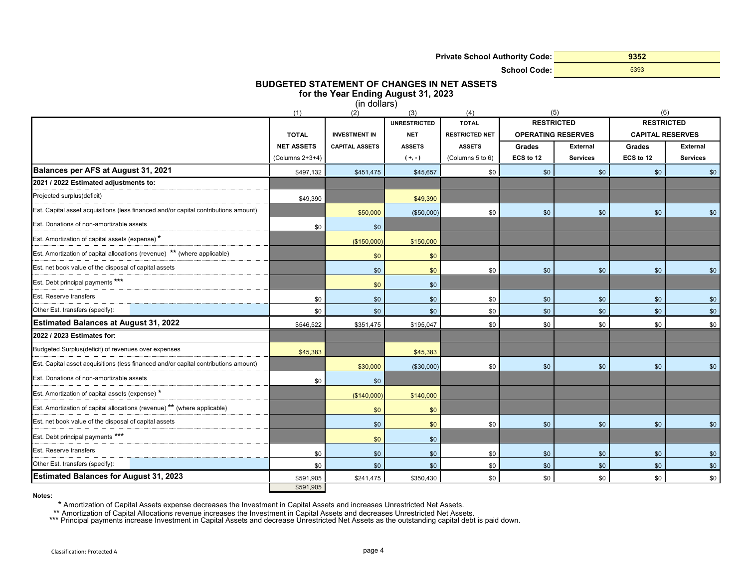**Private School Authority Code:** 9352

**School Code:** 5393

## BUDGETED STATEMENT OF CHANGES IN NET ASSETS
### for the Year Ending August 31, 2023
(in dollars)

| | (1) | (2) | (3) | (4) | (5) | | (6) | |
|---|---|---|---|---|---|---|---|---|
| | TOTAL NET ASSETS (Columns 2+3+4) | INVESTMENT IN CAPITAL ASSETS | UNRESTRICTED NET ASSETS ( +, - ) | TOTAL RESTRICTED NET ASSETS (Columns 5 to 6) | RESTRICTED OPERATING RESERVES | | RESTRICTED CAPITAL RESERVES | |
| | | | | | Grades ECS to 12 | External Services | Grades ECS to 12 | External Services |
| **Balances per AFS at August 31, 2021** | $497,132 | $451,475 | $45,657 | $0 | $0 | $0 | $0 | $0 |
| **2021 / 2022 Estimated adjustments to:** | | | | | | | | |
| Projected surplus(deficit) | $49,390 | | $49,390 | | | | | |
| Est. Capital asset acquisitions (less financed and/or capital contributions amount) | | $50,000 | ($50,000) | $0 | $0 | $0 | $0 | $0 |
| Est. Donations of non-amortizable assets | $0 | $0 | | | | | | |
| Est. Amortization of capital assets (expense) * | | ($150,000) | $150,000 | | | | | |
| Est. Amortization of capital allocations (revenue) ** (where applicable) | | $0 | $0 | | | | | |
| Est. net book value of the disposal of capital assets | | $0 | $0 | $0 | $0 | $0 | $0 | $0 |
| Est. Debt principal payments *** | | $0 | $0 | | | | | |
| Est. Reserve transfers | $0 | $0 | $0 | $0 | $0 | $0 | $0 | $0 |
| Other Est. transfers (specify): | $0 | $0 | $0 | $0 | $0 | $0 | $0 | $0 |
| **Estimated Balances at August 31, 2022** | $546,522 | $351,475 | $195,047 | $0 | $0 | $0 | $0 | $0 |
| **2022 / 2023 Estimates for:** | | | | | | | | |
| Budgeted Surplus(deficit) of revenues over expenses | $45,383 | | $45,383 | | | | | |
| Est. Capital asset acquisitions (less financed and/or capital contributions amount) | | $30,000 | ($30,000) | $0 | $0 | $0 | $0 | $0 |
| Est. Donations of non-amortizable assets | $0 | $0 | | | | | | |
| Est. Amortization of capital assets (expense) * | | ($140,000) | $140,000 | | | | | |
| Est. Amortization of capital allocations (revenue) ** (where applicable) | | $0 | $0 | | | | | |
| Est. net book value of the disposal of capital assets | | $0 | $0 | $0 | $0 | $0 | $0 | $0 |
| Est. Debt principal payments *** | | $0 | $0 | | | | | |
| Est. Reserve transfers | $0 | $0 | $0 | $0 | $0 | $0 | $0 | $0 |
| Other Est. transfers (specify): | $0 | $0 | $0 | $0 | $0 | $0 | $0 | $0 |
| **Estimated Balances for August 31, 2023** | $591,905 | $241,475 | $350,430 | $0 | $0 | $0 | $0 | $0 |
| | $591,905 | | | | | | | |

**Notes:**

\* Amortization of Capital Assets expense decreases the Investment in Capital Assets and increases Unrestricted Net Assets.

** Amortization of Capital Allocations revenue increases the Investment in Capital Assets and decreases Unrestricted Net Assets.

*** Principal payments increase Investment in Capital Assets and decrease Unrestricted Net Assets as the outstanding capital debt is paid down.

Classification: Protected A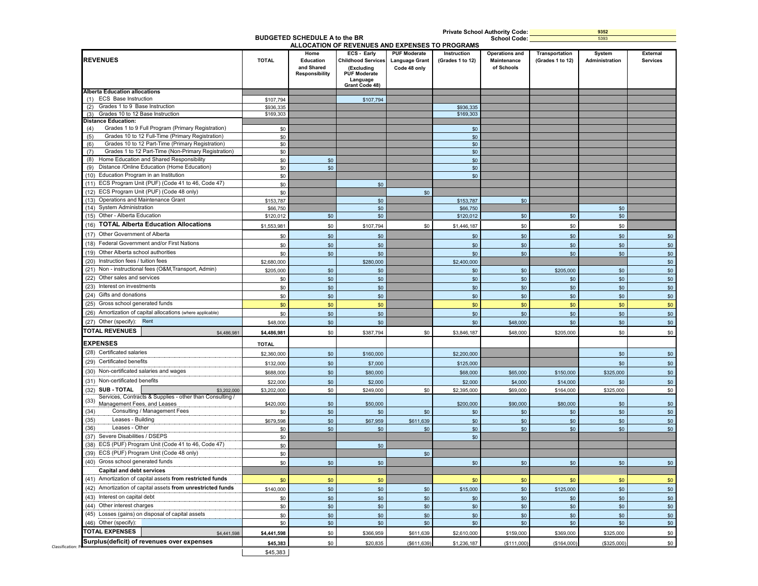Private School Authority Code: 9352
School Code: 5393

## BUDGETED SCHEDULE A to the BR
### ALLOCATION OF REVENUES AND EXPENSES TO PROGRAMS

| REVENUES | TOTAL | Home Education and Shared Responsibility | ECS - Early Childhood Services (Excluding PUF Moderate Language Grant Code 48) | PUF Moderate Language Grant Code 48 only | Instruction (Grades 1 to 12) | Operations and Maintenance of Schools | Transportation (Grades 1 to 12) | System Administration | External Services |
|---|---|---|---|---|---|---|---|---|---|
| **Alberta Education allocations** | | | | | | | | | |
| (1) ECS Base Instruction | $107,794 | | $107,794 | | | | | | |
| (2) Grades 1 to 9 Base Instruction | $936,335 | | | | $936,335 | | | | |
| (3) Grades 10 to 12 Base Instruction | $169,303 | | | | $169,303 | | | | |
| **Distance Education:** | | | | | | | | | |
| (4) Grades 1 to 9 Full Program (Primary Registration) | $0 | | | | $0 | | | | |
| (5) Grades 10 to 12 Full-Time (Primary Registration) | $0 | | | | $0 | | | | |
| (6) Grades 10 to 12 Part-Time (Primary Registration) | $0 | | | | $0 | | | | |
| (7) Grades 1 to 12 Part-Time (Non-Primary Registration) | $0 | | | | $0 | | | | |
| (8) Home Education and Shared Responsibility | $0 | $0 | | | $0 | | | | |
| (9) Distance /Online Education (Home Education) | $0 | $0 | | | $0 | | | | |
| (10) Education Program in an Institution | $0 | | | | $0 | | | | |
| (11) ECS Program Unit (PUF) (Code 41 to 46, Code 47) | $0 | | $0 | | | | | | |
| (12) ECS Program Unit (PUF) (Code 48 only) | $0 | | | $0 | | | | | |
| (13) Operations and Maintenance Grant | $153,787 | | $0 | | $153,787 | $0 | | | |
| (14) System Administration | $66,750 | | $0 | | $66,750 | | | $0 | |
| (15) Other - Alberta Education | $120,012 | $0 | $0 | | $120,012 | $0 | $0 | $0 | |
| (16) **TOTAL Alberta Education Allocations** | $1,553,981 | $0 | $107,794 | $0 | $1,446,187 | $0 | $0 | $0 | |
| (17) Other Government of Alberta | $0 | $0 | $0 | | $0 | $0 | $0 | $0 | $0 |
| (18) Federal Government and/or First Nations | $0 | $0 | $0 | | $0 | $0 | $0 | $0 | $0 |
| (19) Other Alberta school authorities | $0 | $0 | $0 | | $0 | $0 | $0 | $0 | $0 |
| (20) Instruction fees / tuition fees | $2,680,000 | | $280,000 | | $2,400,000 | | | | $0 |
| (21) Non - instructional fees (O&M,Transport, Admin) | $205,000 | $0 | $0 | | $0 | $0 | $205,000 | $0 | $0 |
| (22) Other sales and services | $0 | $0 | $0 | | $0 | $0 | $0 | $0 | $0 |
| (23) Interest on investments | $0 | $0 | $0 | | $0 | $0 | $0 | $0 | $0 |
| (24) Gifts and donations | $0 | $0 | $0 | | $0 | $0 | $0 | $0 | $0 |
| (25) Gross school generated funds | $0 | $0 | $0 | | $0 | $0 | $0 | $0 | $0 |
| (26) Amortization of capital allocations (where applicable) | $0 | $0 | $0 | | $0 | $0 | $0 | $0 | $0 |
| (27) Other (specify): Rent | $48,000 | $0 | $0 | | $0 | $48,000 | $0 | $0 | $0 |
| **TOTAL REVENUES** $4,486,981 | **$4,486,981** | $0 | $387,794 | $0 | $3,846,187 | $48,000 | $205,000 | $0 | $0 |
| **EXPENSES** | **TOTAL** | | | | | | | | |
| (28) Certificated salaries | $2,360,000 | $0 | $160,000 | | $2,200,000 | | | $0 | $0 |
| (29) Certificated benefits | $132,000 | $0 | $7,000 | | $125,000 | | | $0 | $0 |
| (30) Non-certificated salaries and wages | $688,000 | $0 | $80,000 | | $68,000 | $65,000 | $150,000 | $325,000 | $0 |
| (31) Non-certificated benefits | $22,000 | $0 | $2,000 | | $2,000 | $4,000 | $14,000 | $0 | $0 |
| (32) **SUB - TOTAL** $3,202,000 | $3,202,000 | $0 | $249,000 | $0 | $2,395,000 | $69,000 | $164,000 | $325,000 | $0 |
| (33) Services, Contracts & Supplies - other than Consulting / Management Fees, and Leases | $420,000 | $0 | $50,000 | | $200,000 | $90,000 | $80,000 | $0 | $0 |
| (34) Consulting / Management Fees | $0 | $0 | $0 | $0 | $0 | $0 | $0 | $0 | $0 |
| (35) Leases - Building | $679,598 | $0 | $67,959 | $611,639 | $0 | $0 | $0 | $0 | $0 |
| (36) Leases - Other | $0 | $0 | $0 | $0 | $0 | $0 | $0 | $0 | $0 |
| (37) Severe Disabilities / DSEPS | $0 | | | | $0 | | | | |
| (38) ECS (PUF) Program Unit (Code 41 to 46, Code 47) | $0 | | $0 | | | | | | |
| (39) ECS (PUF) Program Unit (Code 48 only) | $0 | | | $0 | | | | | |
| (40) Gross school generated funds | $0 | $0 | $0 | | $0 | $0 | $0 | $0 | $0 |
| **Capital and debt services** | | | | | | | | | |
| (41) Amortization of capital assets **from restricted funds** | $0 | $0 | $0 | | $0 | $0 | $0 | $0 | $0 |
| (42) Amortization of capital assets **from unrestricted funds** | $140,000 | $0 | $0 | $0 | $15,000 | $0 | $125,000 | $0 | $0 |
| (43) Interest on capital debt | $0 | $0 | $0 | $0 | $0 | $0 | $0 | $0 | $0 |
| (44) Other interest charges | $0 | $0 | $0 | $0 | $0 | $0 | $0 | $0 | $0 |
| (45) Losses (gains) on disposal of capital assets | $0 | $0 | $0 | $0 | $0 | $0 | $0 | $0 | $0 |
| (46) Other (specify): | $0 | $0 | $0 | $0 | $0 | $0 | $0 | $0 | $0 |
| **TOTAL EXPENSES** $4,441,598 | **$4,441,598** | $0 | $366,959 | $611,639 | $2,610,000 | $159,000 | $369,000 | $325,000 | $0 |
| **Surplus(deficit) of revenues over expenses** | **$45,383** | $0 | $20,835 | ($611,639) | $1,236,187 | ($111,000) | ($164,000) | ($325,000) | $0 |
| | $45,383 | | | | | | | | |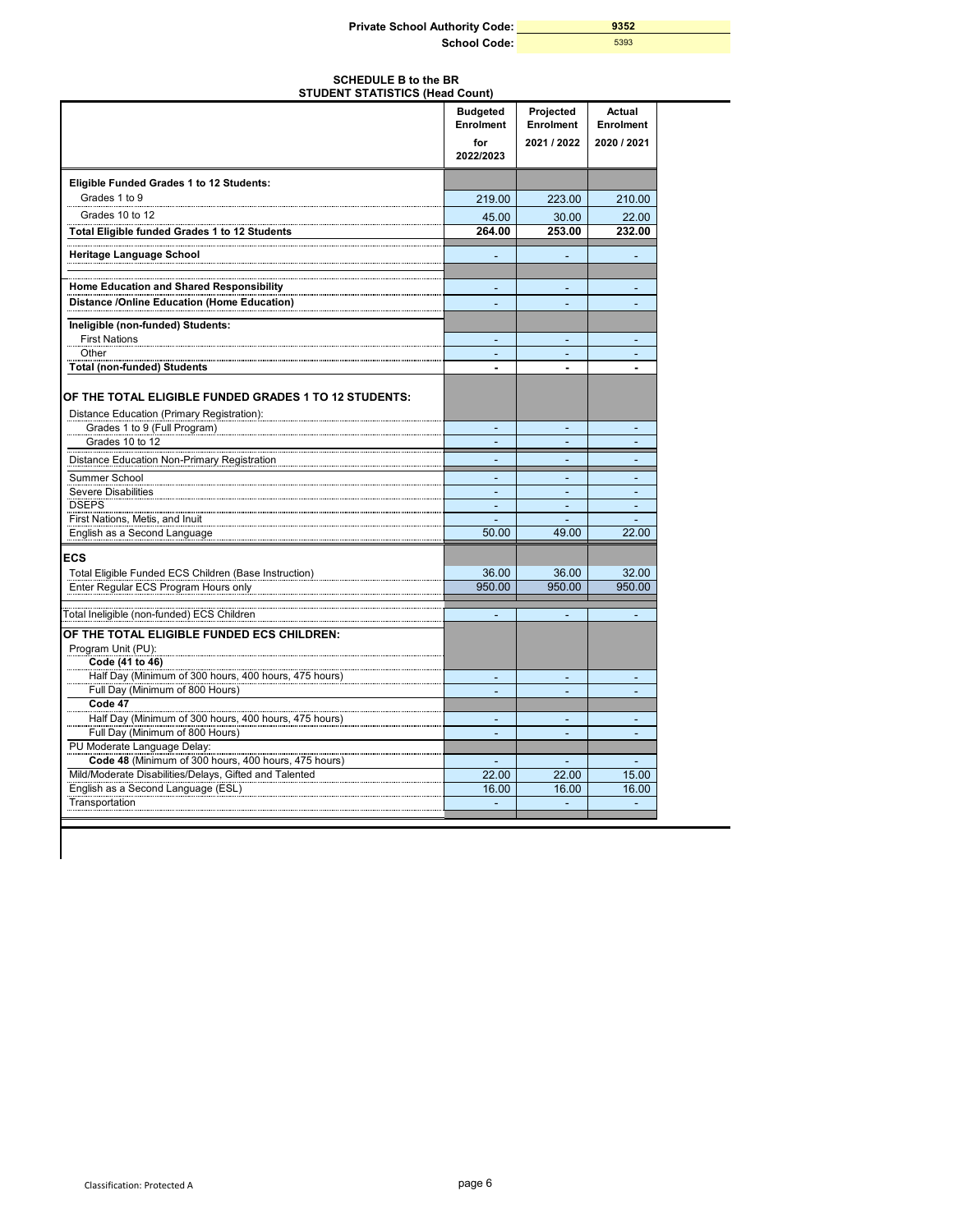**Private School Authority Code:** 9352

**School Code:** 5393

**SCHEDULE B to the BR**
**STUDENT STATISTICS (Head Count)**

| | Budgeted Enrolment for 2022/2023 | Projected Enrolment 2021 / 2022 | Actual Enrolment 2020 / 2021 |
|---|---|---|---|
| **Eligible Funded Grades 1 to 12 Students:** | | | |
| Grades 1 to 9 | 219.00 | 223.00 | 210.00 |
| Grades 10 to 12 | 45.00 | 30.00 | 22.00 |
| **Total Eligible funded Grades 1 to 12 Students** | **264.00** | **253.00** | **232.00** |
| **Heritage Language School** | - | - | - |
| **Home Education and Shared Responsibility** | - | - | - |
| **Distance /Online Education (Home Education)** | - | - | - |
| **Ineligible (non-funded) Students:** | | | |
| First Nations | - | - | - |
| Other | - | - | - |
| **Total (non-funded) Students** | **-** | **-** | **-** |
| **OF THE TOTAL ELIGIBLE FUNDED GRADES 1 TO 12 STUDENTS:** | | | |
| Distance Education (Primary Registration): | | | |
| Grades 1 to 9 (Full Program) | - | - | - |
| Grades 10 to 12 | - | - | - |
| Distance Education Non-Primary Registration | - | - | - |
| Summer School | - | - | - |
| Severe Disabilities | - | - | - |
| DSEPS | - | - | - |
| First Nations, Metis, and Inuit | - | - | - |
| English as a Second Language | 50.00 | 49.00 | 22.00 |
| **ECS** | | | |
| Total Eligible Funded ECS Children (Base Instruction) | 36.00 | 36.00 | 32.00 |
| Enter Regular ECS Program Hours only | 950.00 | 950.00 | 950.00 |
| Total Ineligible (non-funded) ECS Children | - | - | - |
| **OF THE TOTAL ELIGIBLE FUNDED ECS CHILDREN:** | | | |
| Program Unit (PU): | | | |
| **Code (41 to 46)** | | | |
| Half Day (Minimum of 300 hours, 400 hours, 475 hours) | - | - | - |
| Full Day (Minimum of 800 Hours) | - | - | - |
| **Code 47** | | | |
| Half Day (Minimum of 300 hours, 400 hours, 475 hours) | - | - | - |
| Full Day (Minimum of 800 Hours) | - | - | - |
| PU Moderate Language Delay: | | | |
| **Code 48** (Minimum of 300 hours, 400 hours, 475 hours) | - | - | - |
| Mild/Moderate Disabilities/Delays, Gifted and Talented | 22.00 | 22.00 | 15.00 |
| English as a Second Language (ESL) | 16.00 | 16.00 | 16.00 |
| Transportation | - | - | - |

Classification: Protected A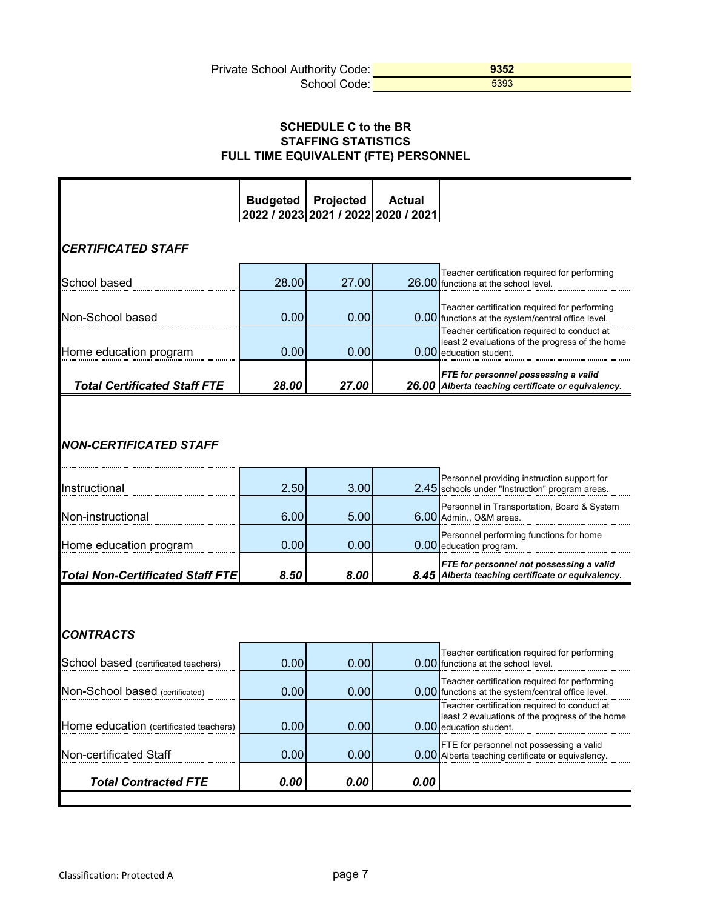Private School Authority Code: **9352**
School Code: 5393

## SCHEDULE C to the BR
## STAFFING STATISTICS
## FULL TIME EQUIVALENT (FTE) PERSONNEL

| | Budgeted 2022 / 2023 | Projected 2021 / 2022 | Actual 2020 / 2021 | |
|---|---|---|---|---|
| ***CERTIFICATED STAFF*** | | | | |
| School based | 28.00 | 27.00 | 26.00 | Teacher certification required for performing functions at the school level. |
| Non-School based | 0.00 | 0.00 | 0.00 | Teacher certification required for performing functions at the system/central office level. |
| Home education program | 0.00 | 0.00 | 0.00 | Teacher certification required to conduct at least 2 evaluations of the progress of the home education student. |
| ***Total Certificated Staff FTE*** | ***28.00*** | ***27.00*** | ***26.00*** | ***FTE for personnel possessing a valid Alberta teaching certificate or equivalency.*** |
| ***NON-CERTIFICATED STAFF*** | | | | |
| Instructional | 2.50 | 3.00 | 2.45 | Personnel providing instruction support for schools under "Instruction" program areas. |
| Non-instructional | 6.00 | 5.00 | 6.00 | Personnel in Transportation, Board & System Admin., O&M areas. |
| Home education program | 0.00 | 0.00 | 0.00 | Personnel performing functions for home education program. |
| ***Total Non-Certificated Staff FTE*** | ***8.50*** | ***8.00*** | ***8.45*** | ***FTE for personnel not possessing a valid Alberta teaching certificate or equivalency.*** |
| ***CONTRACTS*** | | | | |
| School based (certificated teachers) | 0.00 | 0.00 | 0.00 | Teacher certification required for performing functions at the school level. |
| Non-School based (certificated) | 0.00 | 0.00 | 0.00 | Teacher certification required for performing functions at the system/central office level. |
| Home education (certificated teachers) | 0.00 | 0.00 | 0.00 | Teacher certification required to conduct at least 2 evaluations of the progress of the home education student. |
| Non-certificated Staff | 0.00 | 0.00 | 0.00 | FTE for personnel not possessing a valid Alberta teaching certificate or equivalency. |
| ***Total Contracted FTE*** | ***0.00*** | ***0.00*** | ***0.00*** | |

Classification: Protected A